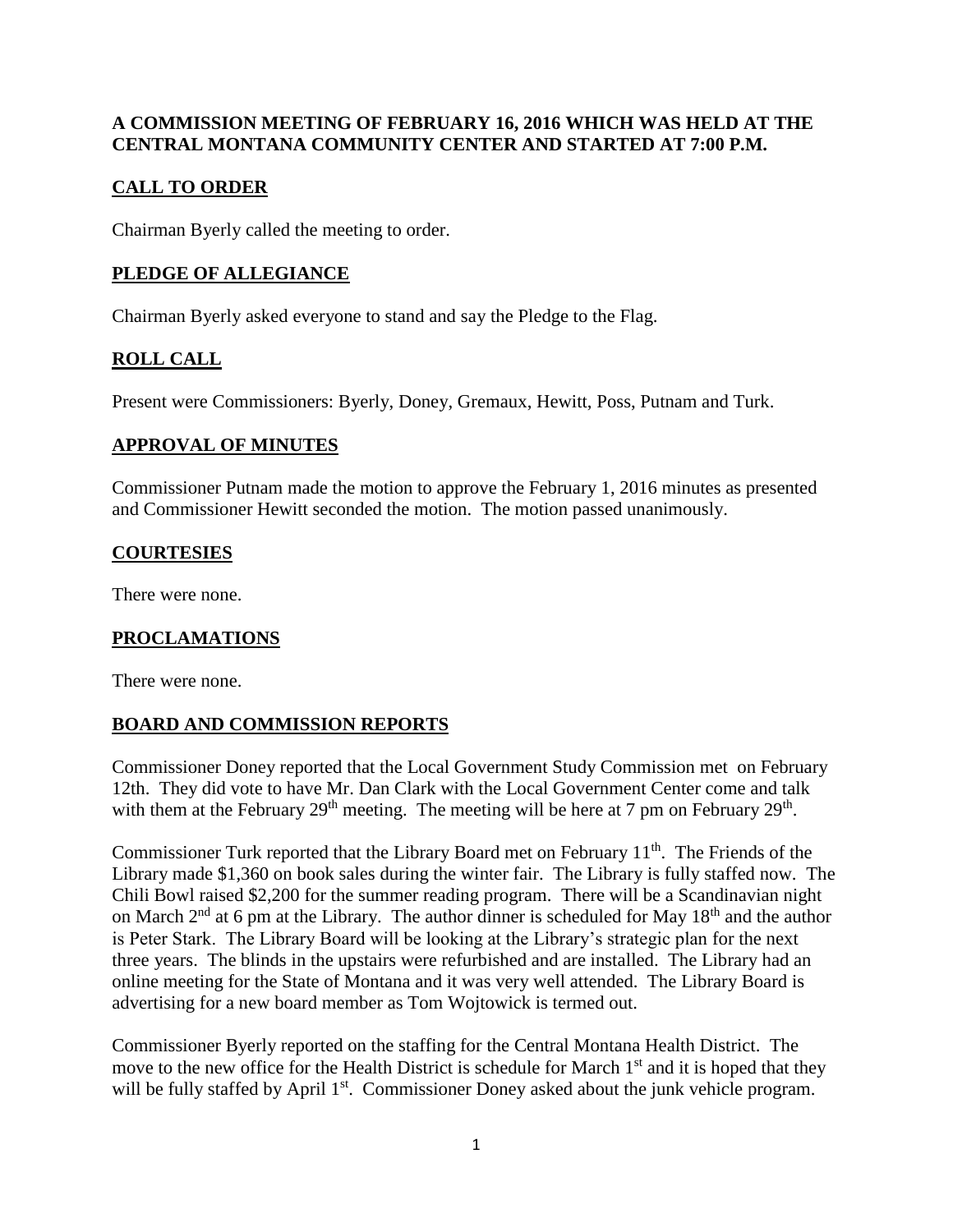**A COMMISSION MEETING OF FEBRUARY 16, 2016 WHICH WAS HELD AT THE CENTRAL MONTANA COMMUNITY CENTER AND STARTED AT 7:00 P.M.**

## CALL TO ORDER

Chairman Byerly called the meeting to order.

## PLEDGE OF ALLEGIANCE

Chairman Byerly asked everyone to stand and say the Pledge to the Flag.

## ROLL CALL

Present were Commissioners: Byerly, Doney, Gremaux, Hewitt, Poss, Putnam and Turk.

## APPROVAL OF MINUTES

Commissioner Putnam made the motion to approve the February 1, 2016 minutes as presented and Commissioner Hewitt seconded the motion. The motion passed unanimously.

## COURTESIES

There were none.

## PROCLAMATIONS

There were none.

## BOARD AND COMMISSION REPORTS

Commissioner Doney reported that the Local Government Study Commission met on February 12th. They did vote to have Mr. Dan Clark with the Local Government Center come and talk with them at the February 29th meeting. The meeting will be here at 7 pm on February 29th.

Commissioner Turk reported that the Library Board met on February 11th. The Friends of the Library made $1,360 on book sales during the winter fair. The Library is fully staffed now. The Chili Bowl raised $2,200 for the summer reading program. There will be a Scandinavian night on March 2nd at 6 pm at the Library. The author dinner is scheduled for May 18th and the author is Peter Stark. The Library Board will be looking at the Library's strategic plan for the next three years. The blinds in the upstairs were refurbished and are installed. The Library had an online meeting for the State of Montana and it was very well attended. The Library Board is advertising for a new board member as Tom Wojtowick is termed out.

Commissioner Byerly reported on the staffing for the Central Montana Health District. The move to the new office for the Health District is schedule for March 1st and it is hoped that they will be fully staffed by April 1st. Commissioner Doney asked about the junk vehicle program.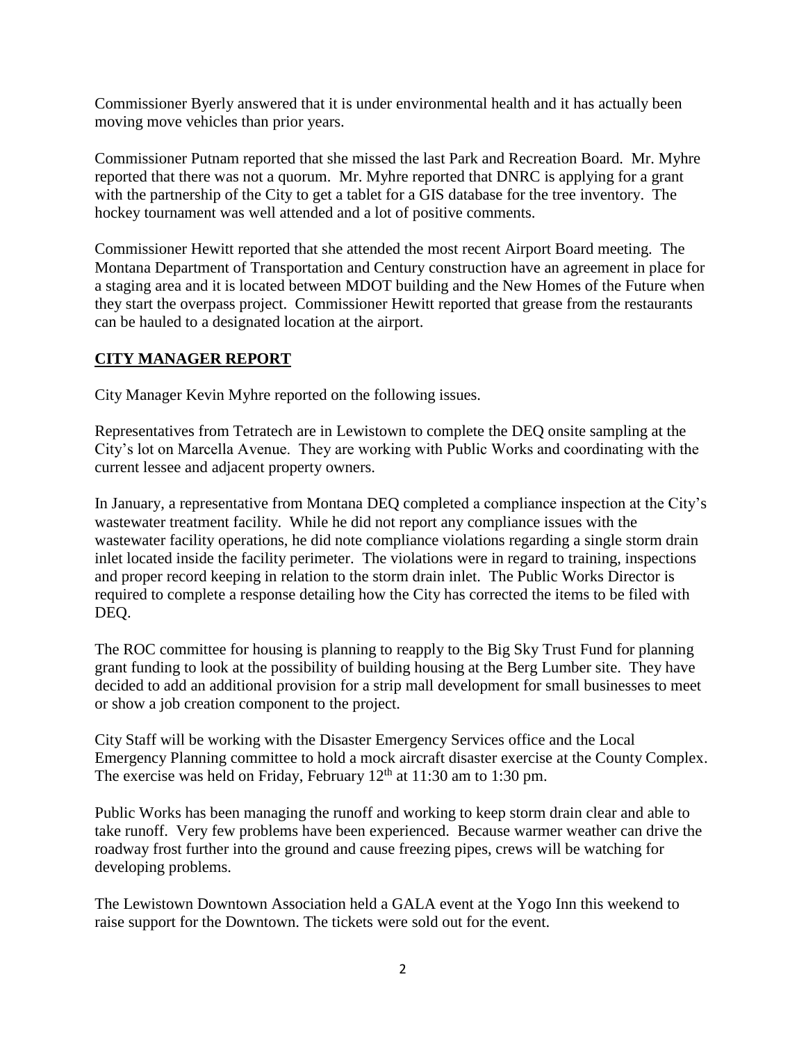Commissioner Byerly answered that it is under environmental health and it has actually been moving move vehicles than prior years.

Commissioner Putnam reported that she missed the last Park and Recreation Board. Mr. Myhre reported that there was not a quorum. Mr. Myhre reported that DNRC is applying for a grant with the partnership of the City to get a tablet for a GIS database for the tree inventory. The hockey tournament was well attended and a lot of positive comments.

Commissioner Hewitt reported that she attended the most recent Airport Board meeting. The Montana Department of Transportation and Century construction have an agreement in place for a staging area and it is located between MDOT building and the New Homes of the Future when they start the overpass project. Commissioner Hewitt reported that grease from the restaurants can be hauled to a designated location at the airport.

## CITY MANAGER REPORT

City Manager Kevin Myhre reported on the following issues.

Representatives from Tetratech are in Lewistown to complete the DEQ onsite sampling at the City's lot on Marcella Avenue. They are working with Public Works and coordinating with the current lessee and adjacent property owners.

In January, a representative from Montana DEQ completed a compliance inspection at the City's wastewater treatment facility. While he did not report any compliance issues with the wastewater facility operations, he did note compliance violations regarding a single storm drain inlet located inside the facility perimeter. The violations were in regard to training, inspections and proper record keeping in relation to the storm drain inlet. The Public Works Director is required to complete a response detailing how the City has corrected the items to be filed with DEQ.

The ROC committee for housing is planning to reapply to the Big Sky Trust Fund for planning grant funding to look at the possibility of building housing at the Berg Lumber site. They have decided to add an additional provision for a strip mall development for small businesses to meet or show a job creation component to the project.

City Staff will be working with the Disaster Emergency Services office and the Local Emergency Planning committee to hold a mock aircraft disaster exercise at the County Complex. The exercise was held on Friday, February 12th at 11:30 am to 1:30 pm.

Public Works has been managing the runoff and working to keep storm drain clear and able to take runoff. Very few problems have been experienced. Because warmer weather can drive the roadway frost further into the ground and cause freezing pipes, crews will be watching for developing problems.

The Lewistown Downtown Association held a GALA event at the Yogo Inn this weekend to raise support for the Downtown. The tickets were sold out for the event.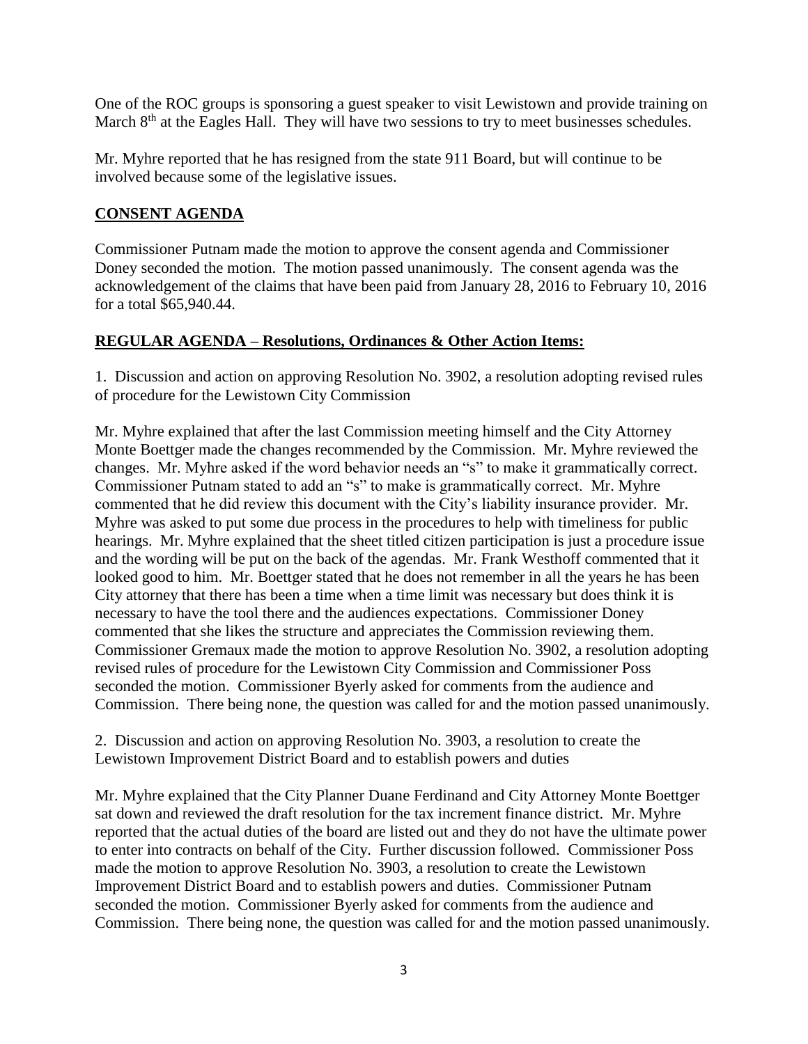One of the ROC groups is sponsoring a guest speaker to visit Lewistown and provide training on March 8th at the Eagles Hall. They will have two sessions to try to meet businesses schedules.

Mr. Myhre reported that he has resigned from the state 911 Board, but will continue to be involved because some of the legislative issues.

## CONSENT AGENDA

Commissioner Putnam made the motion to approve the consent agenda and Commissioner Doney seconded the motion. The motion passed unanimously. The consent agenda was the acknowledgement of the claims that have been paid from January 28, 2016 to February 10, 2016 for a total $65,940.44.

## REGULAR AGENDA – Resolutions, Ordinances & Other Action Items:

1. Discussion and action on approving Resolution No. 3902, a resolution adopting revised rules of procedure for the Lewistown City Commission

Mr. Myhre explained that after the last Commission meeting himself and the City Attorney Monte Boettger made the changes recommended by the Commission. Mr. Myhre reviewed the changes. Mr. Myhre asked if the word behavior needs an "s" to make it grammatically correct. Commissioner Putnam stated to add an "s" to make is grammatically correct. Mr. Myhre commented that he did review this document with the City's liability insurance provider. Mr. Myhre was asked to put some due process in the procedures to help with timeliness for public hearings. Mr. Myhre explained that the sheet titled citizen participation is just a procedure issue and the wording will be put on the back of the agendas. Mr. Frank Westhoff commented that it looked good to him. Mr. Boettger stated that he does not remember in all the years he has been City attorney that there has been a time when a time limit was necessary but does think it is necessary to have the tool there and the audiences expectations. Commissioner Doney commented that she likes the structure and appreciates the Commission reviewing them. Commissioner Gremaux made the motion to approve Resolution No. 3902, a resolution adopting revised rules of procedure for the Lewistown City Commission and Commissioner Poss seconded the motion. Commissioner Byerly asked for comments from the audience and Commission. There being none, the question was called for and the motion passed unanimously.

2. Discussion and action on approving Resolution No. 3903, a resolution to create the Lewistown Improvement District Board and to establish powers and duties

Mr. Myhre explained that the City Planner Duane Ferdinand and City Attorney Monte Boettger sat down and reviewed the draft resolution for the tax increment finance district. Mr. Myhre reported that the actual duties of the board are listed out and they do not have the ultimate power to enter into contracts on behalf of the City. Further discussion followed. Commissioner Poss made the motion to approve Resolution No. 3903, a resolution to create the Lewistown Improvement District Board and to establish powers and duties. Commissioner Putnam seconded the motion. Commissioner Byerly asked for comments from the audience and Commission. There being none, the question was called for and the motion passed unanimously.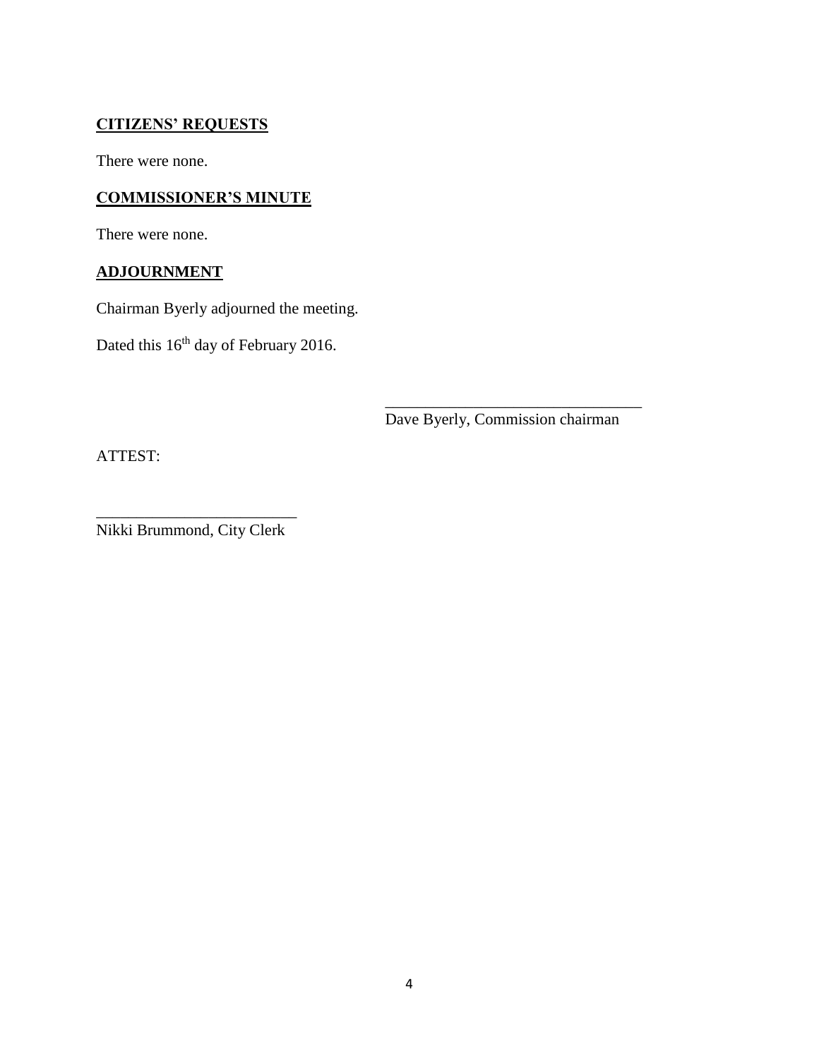**CITIZENS' REQUESTS**

There were none.

**COMMISSIONER'S MINUTE**

There were none.

**ADJOURNMENT**

Chairman Byerly adjourned the meeting.

Dated this 16th day of February 2016.

\_\_\_\_\_\_\_\_\_\_\_\_\_\_\_\_\_\_\_\_\_\_\_\_\_\_\_\_\_\_\_\_
Dave Byerly, Commission chairman

ATTEST:

\_\_\_\_\_\_\_\_\_\_\_\_\_\_\_\_\_\_\_\_\_\_\_\_\_\_
Nikki Brummond, City Clerk